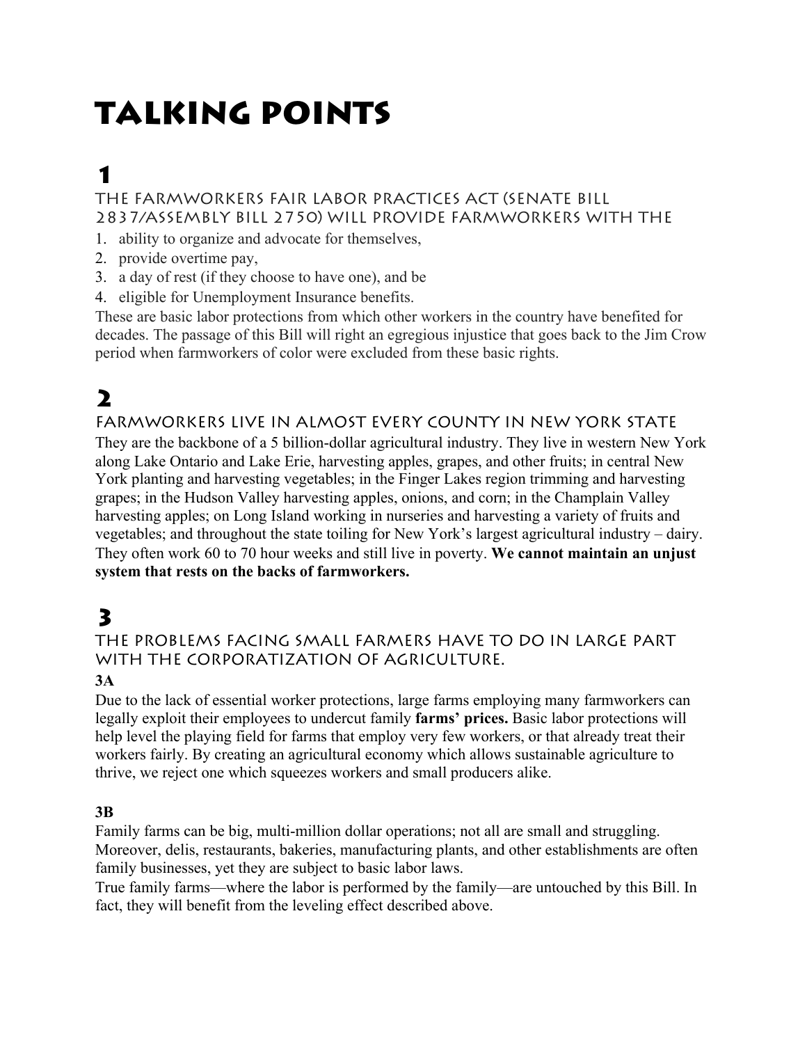# Talking Points

## 1

### The Farmworkers Fair Labor Practices Act (Senate Bill 2837/Assembly Bill 2750) will provide farmworkers with the

1. ability to organize and advocate for themselves,
2. provide overtime pay,
3. a day of rest (if they choose to have one), and be
4. eligible for Unemployment Insurance benefits.

These are basic labor protections from which other workers in the country have benefited for decades. The passage of this Bill will right an egregious injustice that goes back to the Jim Crow period when farmworkers of color were excluded from these basic rights.

## 2

### Farmworkers live in almost every county in New York State

They are the backbone of a 5 billion-dollar agricultural industry. They live in western New York along Lake Ontario and Lake Erie, harvesting apples, grapes, and other fruits; in central New York planting and harvesting vegetables; in the Finger Lakes region trimming and harvesting grapes; in the Hudson Valley harvesting apples, onions, and corn; in the Champlain Valley harvesting apples; on Long Island working in nurseries and harvesting a variety of fruits and vegetables; and throughout the state toiling for New York's largest agricultural industry – dairy. They often work 60 to 70 hour weeks and still live in poverty. **We cannot maintain an unjust system that rests on the backs of farmworkers.**

## 3

### The problems facing small farmers have to do in large part with the corporatization of agriculture.

**3A**

Due to the lack of essential worker protections, large farms employing many farmworkers can legally exploit their employees to undercut family **farms' prices.** Basic labor protections will help level the playing field for farms that employ very few workers, or that already treat their workers fairly. By creating an agricultural economy which allows sustainable agriculture to thrive, we reject one which squeezes workers and small producers alike.

**3B**

Family farms can be big, multi-million dollar operations; not all are small and struggling. Moreover, delis, restaurants, bakeries, manufacturing plants, and other establishments are often family businesses, yet they are subject to basic labor laws.

True family farms—where the labor is performed by the family—are untouched by this Bill. In fact, they will benefit from the leveling effect described above.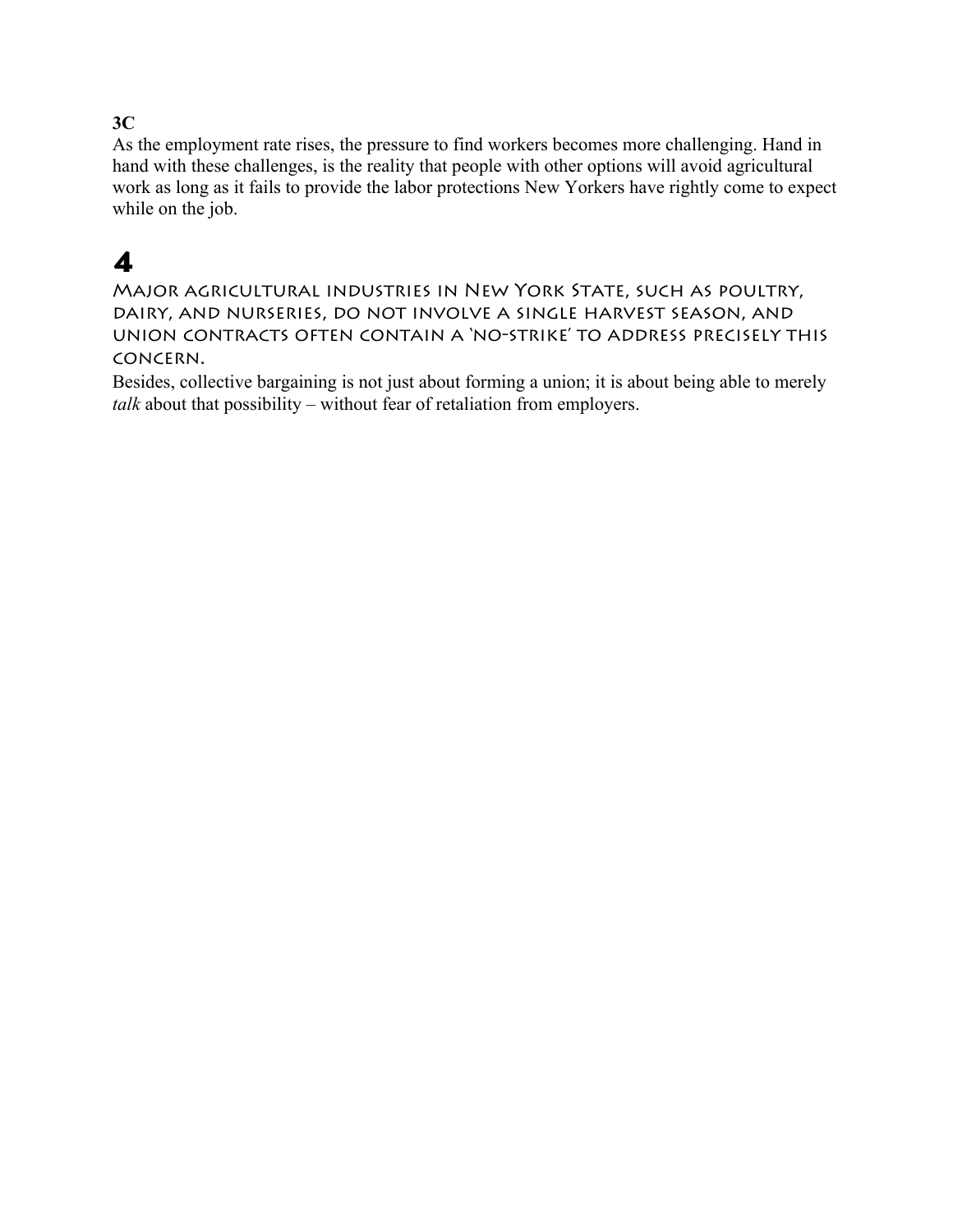**3C**

As the employment rate rises, the pressure to find workers becomes more challenging. Hand in hand with these challenges, is the reality that people with other options will avoid agricultural work as long as it fails to provide the labor protections New Yorkers have rightly come to expect while on the job.

# 4

Major agricultural industries in New York State, such as poultry, dairy, and nurseries, do not involve a single harvest season, and union contracts often contain a 'no-strike' to address precisely this concern.

Besides, collective bargaining is not just about forming a union; it is about being able to merely *talk* about that possibility – without fear of retaliation from employers.